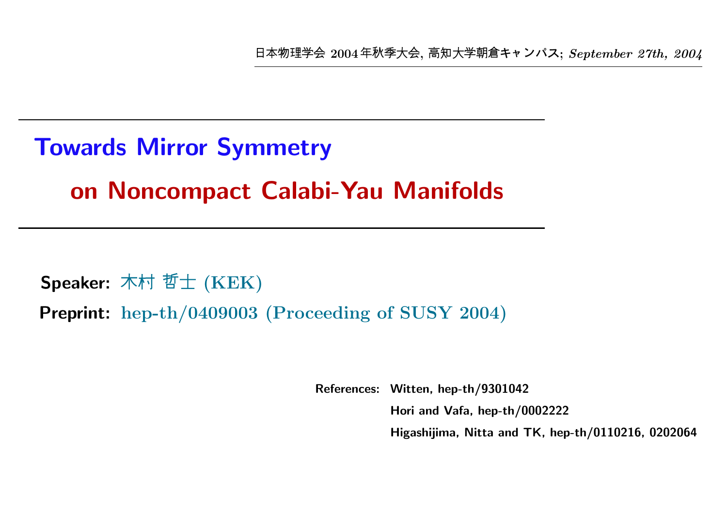日本物理学会 2004年秋季大会, 高知大学朝倉キャンパス; *September 27th, 2004*

# Towards Mirror Symmetry on Noncompact Calabi-Yau Manifolds

**Speaker:** 木村 哲士 (KEK)

**Preprint:** hep-th/0409003 (Proceeding of SUSY 2004)

**References:** Witten, hep-th/9301042
Hori and Vafa, hep-th/0002222
Higashijima, Nitta and TK, hep-th/0110216, 0202064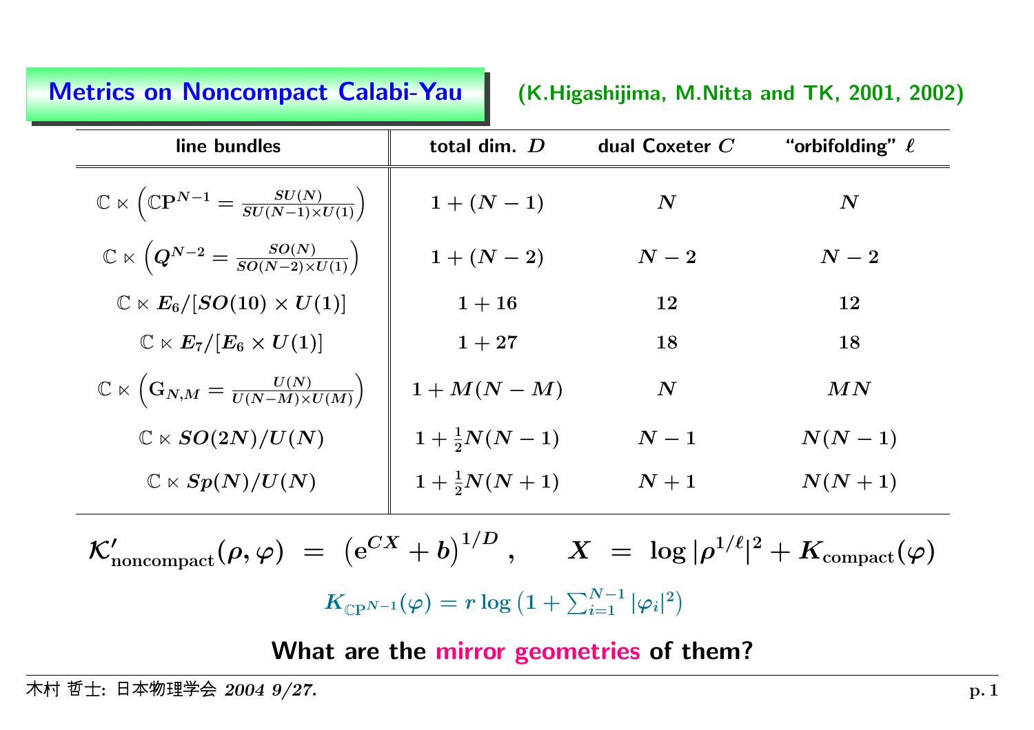## Metrics on Noncompact Calabi-Yau

(K.Higashijima, M.Nitta and TK, 2001, 2002)

| line bundles | total dim. $D$ | dual Coxeter $C$ | "orbifolding" $\ell$ |
|---|---|---|---|
| $\mathbb{C} \ltimes \left(\mathbb{C}\mathbf{P}^{N-1} = \frac{SU(N)}{SU(N-1)\times U(1)}\right)$ | $1+(N-1)$ | $N$ | $N$ |
| $\mathbb{C} \ltimes \left(Q^{N-2} = \frac{SO(N)}{SO(N-2)\times U(1)}\right)$ | $1+(N-2)$ | $N-2$ | $N-2$ |
| $\mathbb{C} \ltimes E_6/[SO(10)\times U(1)]$ | $1+16$ | $12$ | $12$ |
| $\mathbb{C} \ltimes E_7/[E_6\times U(1)]$ | $1+27$ | $18$ | $18$ |
| $\mathbb{C} \ltimes \left(\mathrm{G}_{N,M} = \frac{U(N)}{U(N-M)\times U(M)}\right)$ | $1+M(N-M)$ | $N$ | $MN$ |
| $\mathbb{C} \ltimes SO(2N)/U(N)$ | $1+\frac{1}{2}N(N-1)$ | $N-1$ | $N(N-1)$ |
| $\mathbb{C} \ltimes Sp(N)/U(N)$ | $1+\frac{1}{2}N(N+1)$ | $N+1$ | $N(N+1)$ |

$$\mathcal{K}'_{\text{noncompact}}(\rho,\varphi) \;=\; \left(\mathrm{e}^{CX}+b\right)^{1/D}, \qquad X \;=\; \log|\rho^{1/\ell}|^2 + K_{\text{compact}}(\varphi)$$

$$K_{\mathbb{C}\mathrm{P}^{N-1}}(\varphi) = r\log\left(1+\sum_{i=1}^{N-1}|\varphi_i|^2\right)$$

**What are the mirror geometries of them?**

木村 哲士: 日本物理学会 *2004 9/27.*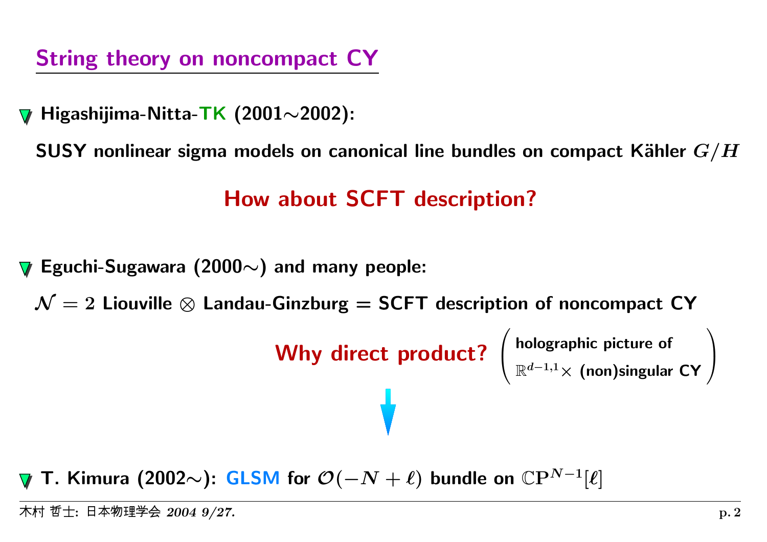## String theory on noncompact CY

- **Higashijima-Nitta-TK (2001∼2002):**

  **SUSY nonlinear sigma models on canonical line bundles on compact Kähler $G/H$**

  **How about SCFT description?**

- **Eguchi-Sugawara (2000∼) and many people:**

  **$\mathcal{N}=2$ Liouville $\otimes$ Landau-Ginzburg = SCFT description of noncompact CY**

  **Why direct product?** (holographic picture of $\mathbb{R}^{d-1,1}\times$ (non)singular CY)

  ↓

- **T. Kimura (2002∼): GLSM for $\mathcal{O}(-N+\ell)$ bundle on $\mathbb{CP}^{N-1}[\ell]$**

木村 哲士: 日本物理学会 *2004 9/27.*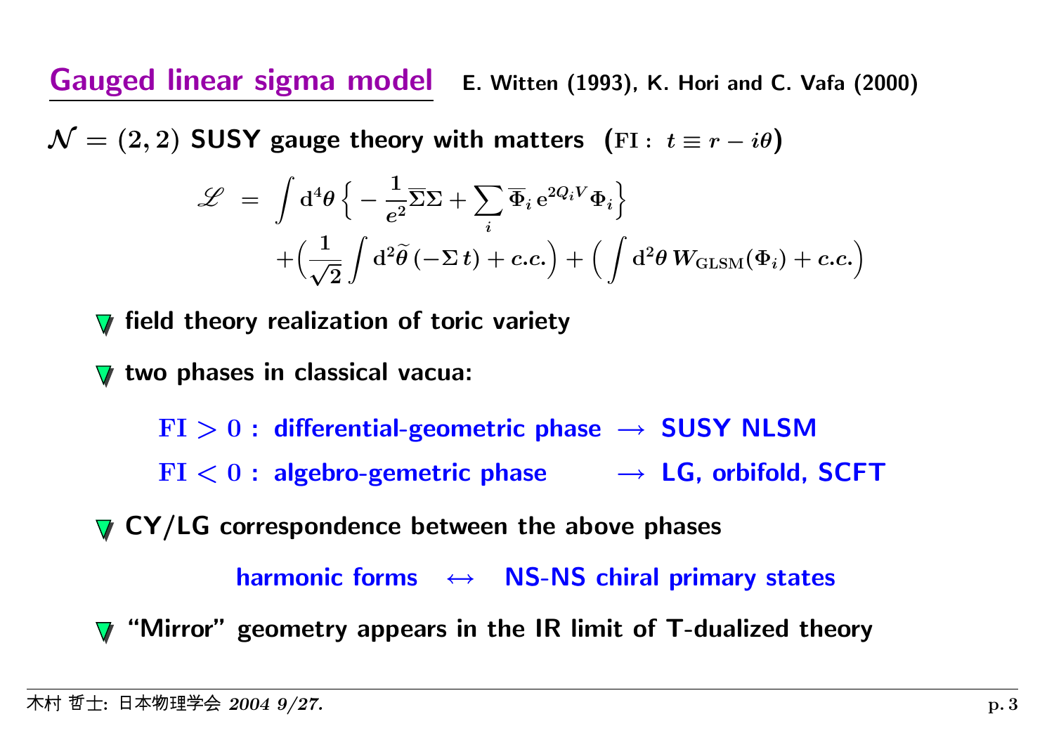## Gauged linear sigma model

**E. Witten (1993), K. Hori and C. Vafa (2000)**

$\mathcal{N} = (2,2)$ **SUSY gauge theory with matters** $(\mathrm{FI}:\ t \equiv r - i\theta)$

$$
\begin{aligned}
\mathscr{L} \ &= \ \int \mathrm{d}^4\theta \Big\{ -\frac{1}{e^2}\overline{\Sigma}\Sigma + \sum_i \overline{\Phi}_i \, \mathrm{e}^{2Q_i V} \Phi_i \Big\} \\
&\quad + \Big( \frac{1}{\sqrt{2}} \int \mathrm{d}^2\widetilde{\theta} \, (-\Sigma \, t) + c.c. \Big) + \Big( \int \mathrm{d}^2\theta \, W_{\mathrm{GLSM}}(\Phi_i) + c.c. \Big)
\end{aligned}
$$

- **field theory realization of toric variety**
- **two phases in classical vacua:**

  $\mathrm{FI} > 0$ : differential-geometric phase $\to$ SUSY NLSM

  $\mathrm{FI} < 0$ : algebro-gemetric phase $\to$ LG, orbifold, SCFT

- **CY/LG correspondence between the above phases**

  harmonic forms $\leftrightarrow$ NS-NS chiral primary states

- **"Mirror" geometry appears in the IR limit of T-dualized theory**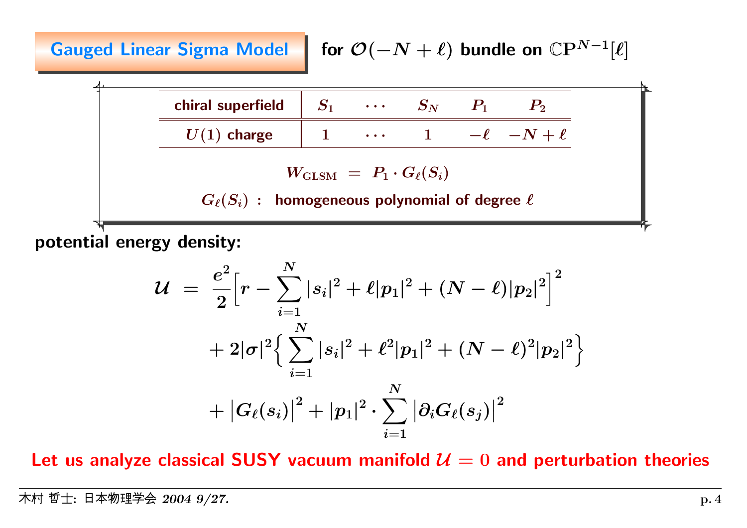## Gauged Linear Sigma Model for $\mathcal{O}(-N+\ell)$ bundle on $\mathbb{CP}^{N-1}[\ell]$

| chiral superfield | $S_1$ | $\cdots$ | $S_N$ | $P_1$ | $P_2$ |
|---|---|---|---|---|---|
| $U(1)$ charge | $1$ | $\cdots$ | $1$ | $-\ell$ | $-N+\ell$ |

$$W_{\mathrm{GLSM}} \;=\; P_1 \cdot G_{\ell}(S_i)$$

$G_{\ell}(S_i)$ : homogeneous polynomial of degree $\ell$

**potential energy density:**

$$\begin{aligned}
\mathcal{U} \;=\; & \frac{e^2}{2}\Big[r - \sum_{i=1}^{N} |s_i|^2 + \ell|p_1|^2 + (N-\ell)|p_2|^2\Big]^2 \\
& + 2|\sigma|^2 \Big\{ \sum_{i=1}^{N} |s_i|^2 + \ell^2 |p_1|^2 + (N-\ell)^2 |p_2|^2 \Big\} \\
& + \big|G_{\ell}(s_i)\big|^2 + |p_1|^2 \cdot \sum_{i=1}^{N} \big|\partial_i G_{\ell}(s_j)\big|^2
\end{aligned}$$

**Let us analyze classical SUSY vacuum manifold $\mathcal{U} = 0$ and perturbation theories**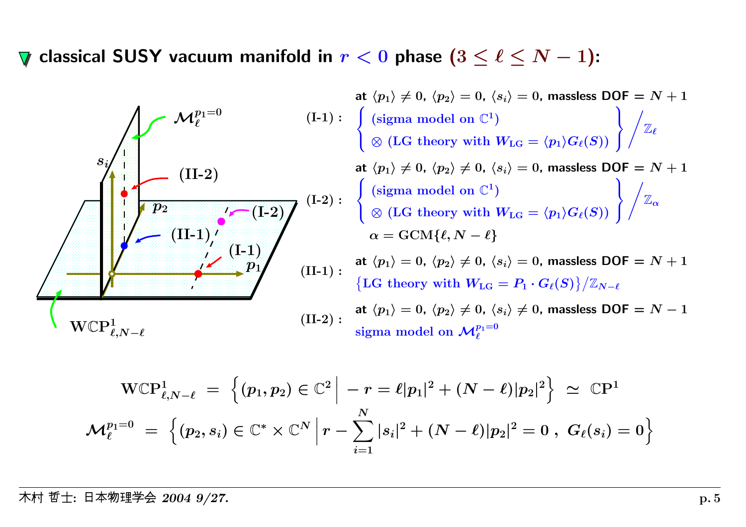## classical SUSY vacuum manifold in $r < 0$ phase $(3 \le \ell \le N-1)$:

**(I-1):** at $\langle p_1 \rangle \neq 0$, $\langle p_2 \rangle = 0$, $\langle s_i \rangle = 0$, massless DOF $= N+1$

$$\left\{ \begin{array}{l} \text{(sigma model on } \mathbb{C}^1) \\ \otimes \text{ (LG theory with } W_{\rm LG} = \langle p_1 \rangle G_\ell(S)) \end{array} \right\} \Big/ \mathbb{Z}_\ell$$

**(I-2):** at $\langle p_1 \rangle \neq 0$, $\langle p_2 \rangle \neq 0$, $\langle s_i \rangle = 0$, massless DOF $= N+1$

$$\left\{ \begin{array}{l} \text{(sigma model on } \mathbb{C}^1) \\ \otimes \text{ (LG theory with } W_{\rm LG} = \langle p_1 \rangle G_\ell(S)) \end{array} \right\} \Big/ \mathbb{Z}_\alpha$$

$\alpha = \text{GCM}\{\ell, N-\ell\}$

**(II-1):** at $\langle p_1 \rangle = 0$, $\langle p_2 \rangle \neq 0$, $\langle s_i \rangle = 0$, massless DOF $= N+1$

$\{\text{LG theory with } W_{\rm LG} = P_1 \cdot G_\ell(S)\}/\mathbb{Z}_{N-\ell}$

**(II-2):** at $\langle p_1 \rangle = 0$, $\langle p_2 \rangle \neq 0$, $\langle s_i \rangle \neq 0$, massless DOF $= N-1$

sigma model on $\mathcal{M}_\ell^{p_1=0}$

$$\mathrm{W}\mathbb{C}\mathrm{P}^1_{\ell, N-\ell} \;=\; \Big\{ (p_1, p_2) \in \mathbb{C}^2 \,\Big|\, -r = \ell |p_1|^2 + (N-\ell)|p_2|^2 \Big\} \;\simeq\; \mathbb{C}\mathrm{P}^1$$

$$\mathcal{M}_\ell^{p_1=0} \;=\; \Big\{ (p_2, s_i) \in \mathbb{C}^* \times \mathbb{C}^N \,\Big|\, r - \sum_{i=1}^N |s_i|^2 + (N-\ell)|p_2|^2 = 0 \,,\; G_\ell(s_i) = 0 \Big\}$$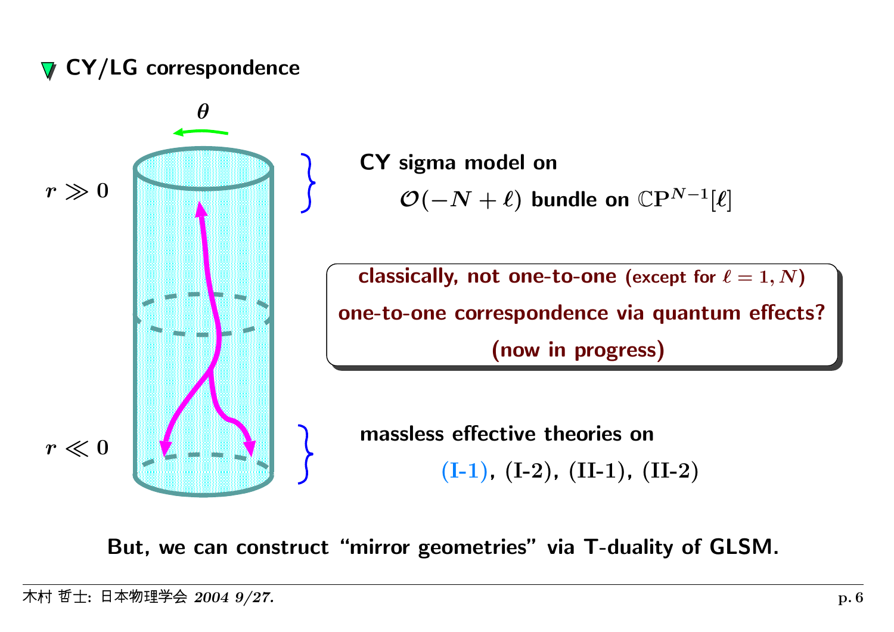## CY/LG correspondence

$\theta$

$r \gg 0$

$r \ll 0$

**CY sigma model on**

$\mathcal{O}(-N+\ell)$ **bundle on** $\mathbb{CP}^{N-1}[\ell]$

**classically, not one-to-one** (except for $\ell = 1, N$)

**one-to-one correspondence via quantum effects?**

**(now in progress)**

**massless effective theories on**

**(I-1), (I-2), (II-1), (II-2)**

**But, we can construct "mirror geometries" via T-duality of GLSM.**

木村 哲士: 日本物理学会 *2004 9/27.*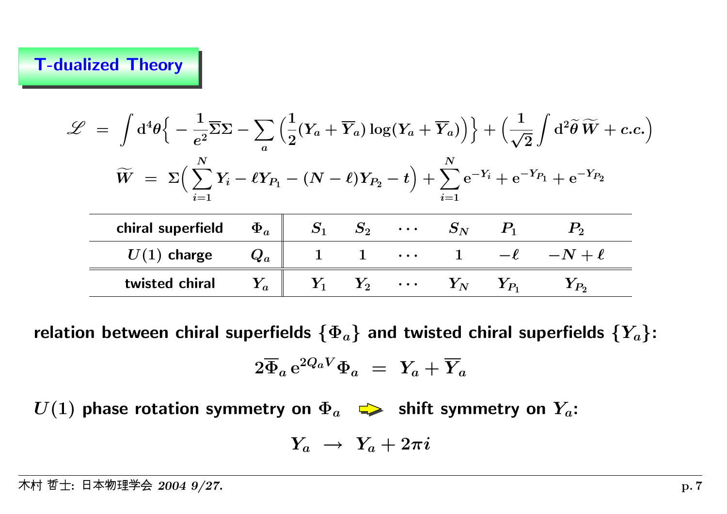## T-dualized Theory

$$\mathscr{L} = \int d^4\theta \Big\{ - \frac{1}{e^2} \overline{\Sigma}\Sigma - \sum_a \Big( \frac{1}{2}(Y_a + \overline{Y}_a) \log(Y_a + \overline{Y}_a) \Big) \Big\} + \Big( \frac{1}{\sqrt{2}} \int d^2\widetilde{\theta}\, \widetilde{W} + c.c. \Big)$$

$$\widetilde{W} = \Sigma \Big( \sum_{i=1}^{N} Y_i - \ell Y_{P_1} - (N-\ell) Y_{P_2} - t \Big) + \sum_{i=1}^{N} e^{-Y_i} + e^{-Y_{P_1}} + e^{-Y_{P_2}}$$

| chiral superfield | $\Phi_a$ | $S_1$ | $S_2$ | $\cdots$ | $S_N$ | $P_1$ | $P_2$ |
|---|---|---|---|---|---|---|---|
| $U(1)$ charge | $Q_a$ | 1 | 1 | $\cdots$ | 1 | $-\ell$ | $-N+\ell$ |
| twisted chiral | $Y_a$ | $Y_1$ | $Y_2$ | $\cdots$ | $Y_N$ | $Y_{P_1}$ | $Y_{P_2}$ |

**relation between chiral superfields $\{\Phi_a\}$ and twisted chiral superfields $\{Y_a\}$:**

$$2\overline{\Phi}_a e^{2Q_a V} \Phi_a = Y_a + \overline{Y}_a$$

**$U(1)$ phase rotation symmetry on $\Phi_a$ ➾ shift symmetry on $Y_a$:**

$$Y_a \to Y_a + 2\pi i$$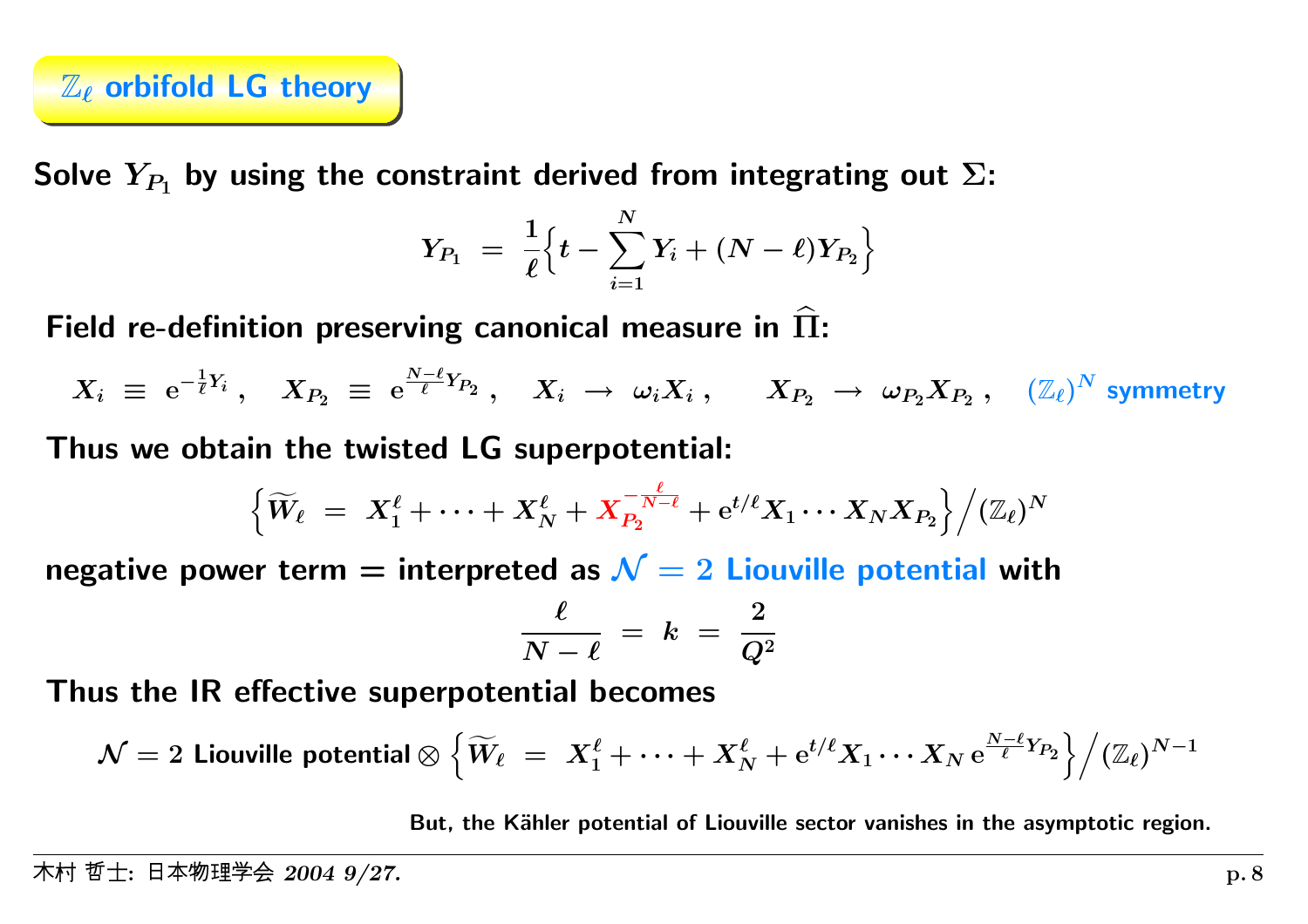## $\mathbb{Z}_\ell$ orbifold LG theory

**Solve $Y_{P_1}$ by using the constraint derived from integrating out $\Sigma$:**

$$Y_{P_1} \;=\; \frac{1}{\ell}\Big\{ t - \sum_{i=1}^{N} Y_i + (N-\ell) Y_{P_2} \Big\}$$

**Field re-definition preserving canonical measure in $\widehat{\Pi}$:**

$$X_i \;\equiv\; \mathrm{e}^{-\frac{1}{\ell}Y_i}\,, \quad X_{P_2} \;\equiv\; \mathrm{e}^{\frac{N-\ell}{\ell}Y_{P_2}}\,, \quad X_i \;\to\; \omega_i X_i\,, \qquad X_{P_2} \;\to\; \omega_{P_2} X_{P_2}\,, \quad (\mathbb{Z}_\ell)^N \text{ symmetry}$$

**Thus we obtain the twisted LG superpotential:**

$$\Big\{ \widetilde{W}_\ell \;=\; X_1^\ell + \cdots + X_N^\ell + X_{P_2}^{-\frac{\ell}{N-\ell}} + \mathrm{e}^{t/\ell} X_1 \cdots X_N X_{P_2} \Big\} \Big/ (\mathbb{Z}_\ell)^N$$

**negative power term = interpreted as $\mathcal{N}=2$ Liouville potential with**

$$\frac{\ell}{N-\ell} \;=\; k \;=\; \frac{2}{Q^2}$$

**Thus the IR effective superpotential becomes**

$$\mathcal{N}=2 \text{ Liouville potential} \otimes \Big\{ \widetilde{W}_\ell \;=\; X_1^\ell + \cdots + X_N^\ell + \mathrm{e}^{t/\ell} X_1 \cdots X_N \, \mathrm{e}^{\frac{N-\ell}{\ell}Y_{P_2}} \Big\} \Big/ (\mathbb{Z}_\ell)^{N-1}$$

But, the Kähler potential of Liouville sector vanishes in the asymptotic region.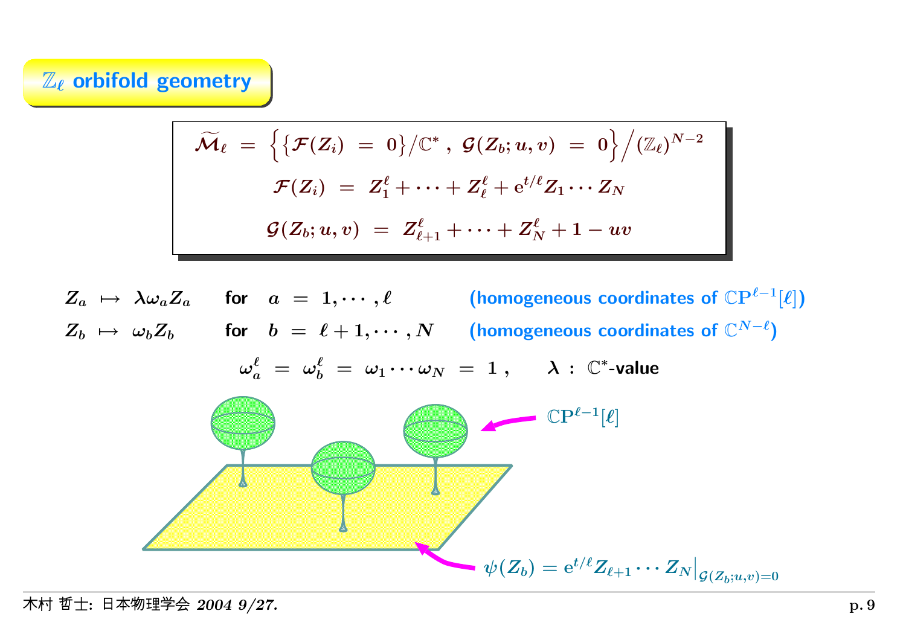## $\mathbb{Z}_\ell$ orbifold geometry

$$\widetilde{\mathcal{M}}_\ell \;=\; \Big\{ \big\{ \mathcal{F}(Z_i) \;=\; 0 \big\} / \mathbb{C}^* \,,\; \mathcal{G}(Z_b; u, v) \;=\; 0 \Big\} \Big/ (\mathbb{Z}_\ell)^{N-2}$$

$$\mathcal{F}(Z_i) \;=\; Z_1^\ell + \cdots + Z_\ell^\ell + \mathrm{e}^{t/\ell} Z_1 \cdots Z_N$$

$$\mathcal{G}(Z_b; u, v) \;=\; Z_{\ell+1}^\ell + \cdots + Z_N^\ell + 1 - uv$$

$Z_a \;\mapsto\; \lambda \omega_a Z_a$ for $a \;=\; 1, \cdots, \ell$ (homogeneous coordinates of $\mathbb{CP}^{\ell-1}[\ell]$)

$Z_b \;\mapsto\; \omega_b Z_b$ for $b \;=\; \ell+1, \cdots, N$ (homogeneous coordinates of $\mathbb{C}^{N-\ell}$)

$$\omega_a^\ell \;=\; \omega_b^\ell \;=\; \omega_1 \cdots \omega_N \;=\; 1 \,, \qquad \lambda \;:\; \mathbb{C}^*\text{-value}$$

$\mathbb{CP}^{\ell-1}[\ell]$

$\psi(Z_b) = \mathrm{e}^{t/\ell} Z_{\ell+1} \cdots Z_N \big|_{\mathcal{G}(Z_b; u,v)=0}$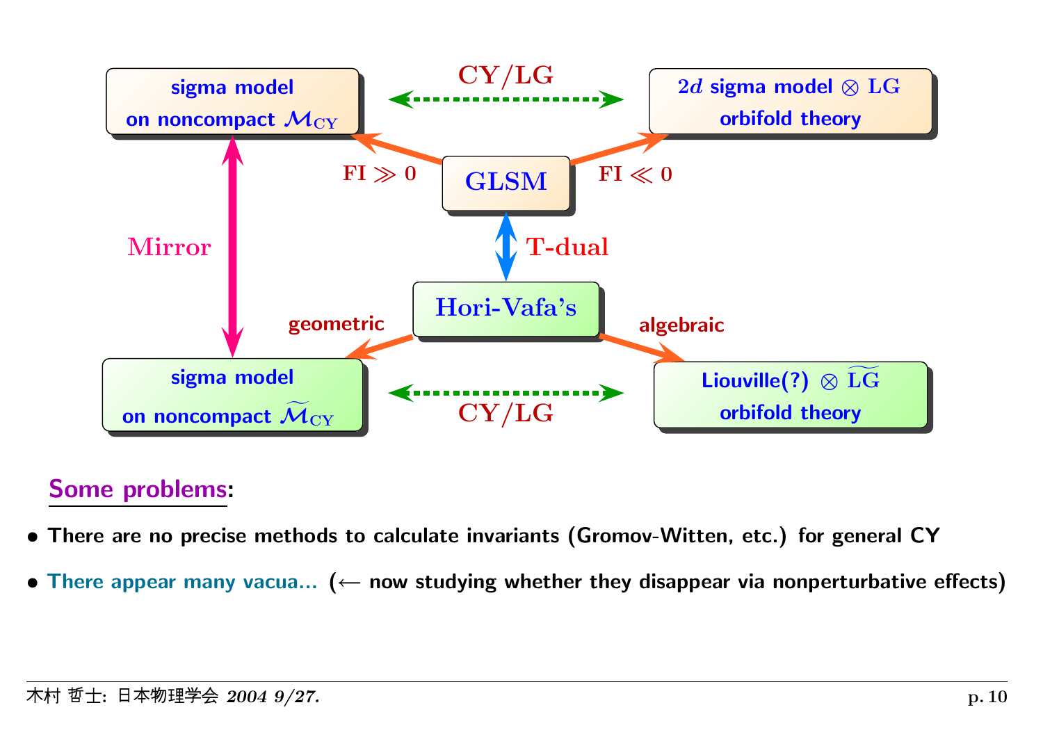sigma model on noncompact $\mathcal{M}_{\text{CY}}$ ⟷ (CY/LG) ⟷ $2d$ sigma model $\otimes$ LG orbifold theory

GLSM: FI $\gg 0$ → sigma model on noncompact $\mathcal{M}_{\text{CY}}$; FI $\ll 0$ → $2d$ sigma model $\otimes$ LG orbifold theory

Mirror: sigma model on noncompact $\mathcal{M}_{\text{CY}}$ ⟷ sigma model on noncompact $\widetilde{\mathcal{M}}_{\text{CY}}$

T-dual: GLSM ⟷ Hori-Vafa's

Hori-Vafa's: geometric → sigma model on noncompact $\widetilde{\mathcal{M}}_{\text{CY}}$; algebraic → Liouville(?) $\otimes$ $\widetilde{\text{LG}}$ orbifold theory

sigma model on noncompact $\widetilde{\mathcal{M}}_{\text{CY}}$ ⟷ (CY/LG) ⟷ Liouville(?) $\otimes$ $\widetilde{\text{LG}}$ orbifold theory

**Some problems**:

- **There are no precise methods to calculate invariants (Gromov-Witten, etc.) for general CY**
- **There appear many vacua... (← now studying whether they disappear via nonperturbative effects)**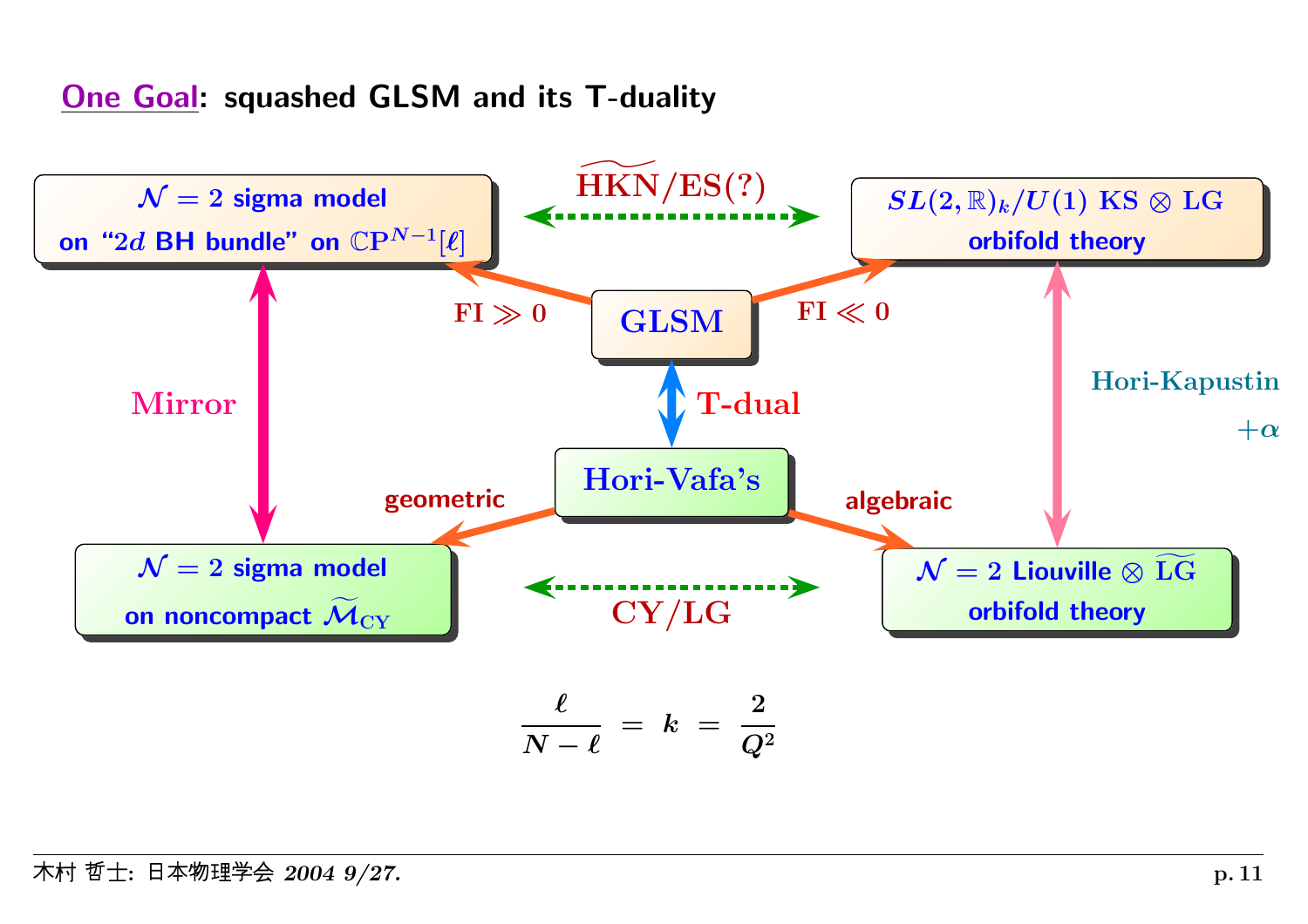## One Goal: squashed GLSM and its T-duality

$\mathcal{N}=2$ sigma model on "$2d$ BH bundle" on $\mathbb{CP}^{N-1}[\ell]$

$\widetilde{\text{HKN}}$/ES(?)

$SL(2,\mathbb{R})_k/U(1)$ KS $\otimes$ LG orbifold theory

FI $\gg 0$

GLSM

FI $\ll 0$

Mirror

T-dual

Hori-Kapustin $+\alpha$

Hori-Vafa's

geometric

algebraic

$\mathcal{N}=2$ sigma model on noncompact $\widetilde{\mathcal{M}}_{\text{CY}}$

CY/LG

$\mathcal{N}=2$ Liouville $\otimes$ $\widetilde{\text{LG}}$ orbifold theory

$$\frac{\ell}{N-\ell} = k = \frac{2}{Q^2}$$